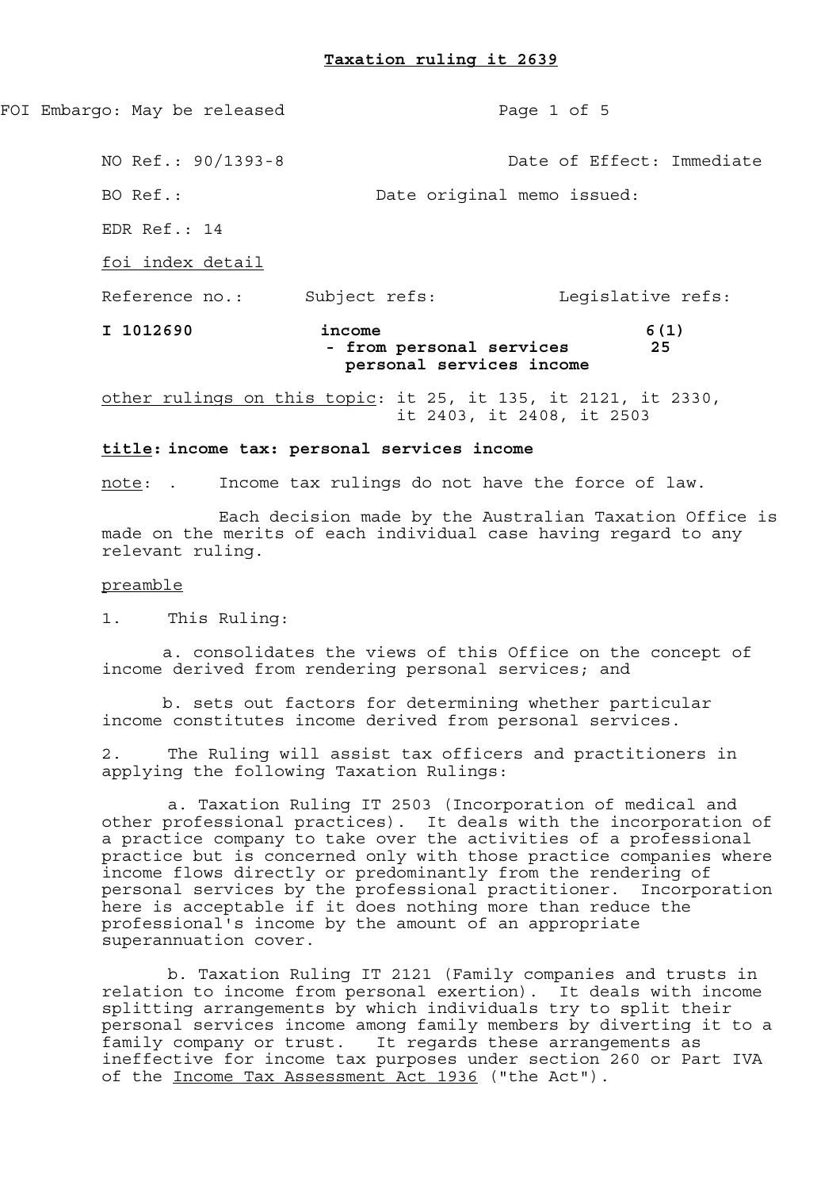# Taxation ruling it 2639

FOI Embargo: May be released

NO Ref.: 90/1393-8 Date of Effect: Immediate

BO Ref.: Date original memo issued:

EDR Ref.: 14

foi index detail

| Reference no.: | Subject refs: | Legislative refs: |
| --- | --- | --- |
| **I 1012690** | **income** | **6(1)** |
| | **- from personal services** | **25** |
| | **personal services income** | |

other rulings on this topic: it 25, it 135, it 2121, it 2330, it 2403, it 2408, it 2503

**title: income tax: personal services income**

note: . Income tax rulings do not have the force of law.

Each decision made by the Australian Taxation Office is made on the merits of each individual case having regard to any relevant ruling.

## preamble

1. This Ruling:

a. consolidates the views of this Office on the concept of income derived from rendering personal services; and

b. sets out factors for determining whether particular income constitutes income derived from personal services.

2. The Ruling will assist tax officers and practitioners in applying the following Taxation Rulings:

a. Taxation Ruling IT 2503 (Incorporation of medical and other professional practices). It deals with the incorporation of a practice company to take over the activities of a professional practice but is concerned only with those practice companies where income flows directly or predominantly from the rendering of personal services by the professional practitioner. Incorporation here is acceptable if it does nothing more than reduce the professional's income by the amount of an appropriate superannuation cover.

b. Taxation Ruling IT 2121 (Family companies and trusts in relation to income from personal exertion). It deals with income splitting arrangements by which individuals try to split their personal services income among family members by diverting it to a family company or trust. It regards these arrangements as ineffective for income tax purposes under section 260 or Part IVA of the Income Tax Assessment Act 1936 ("the Act").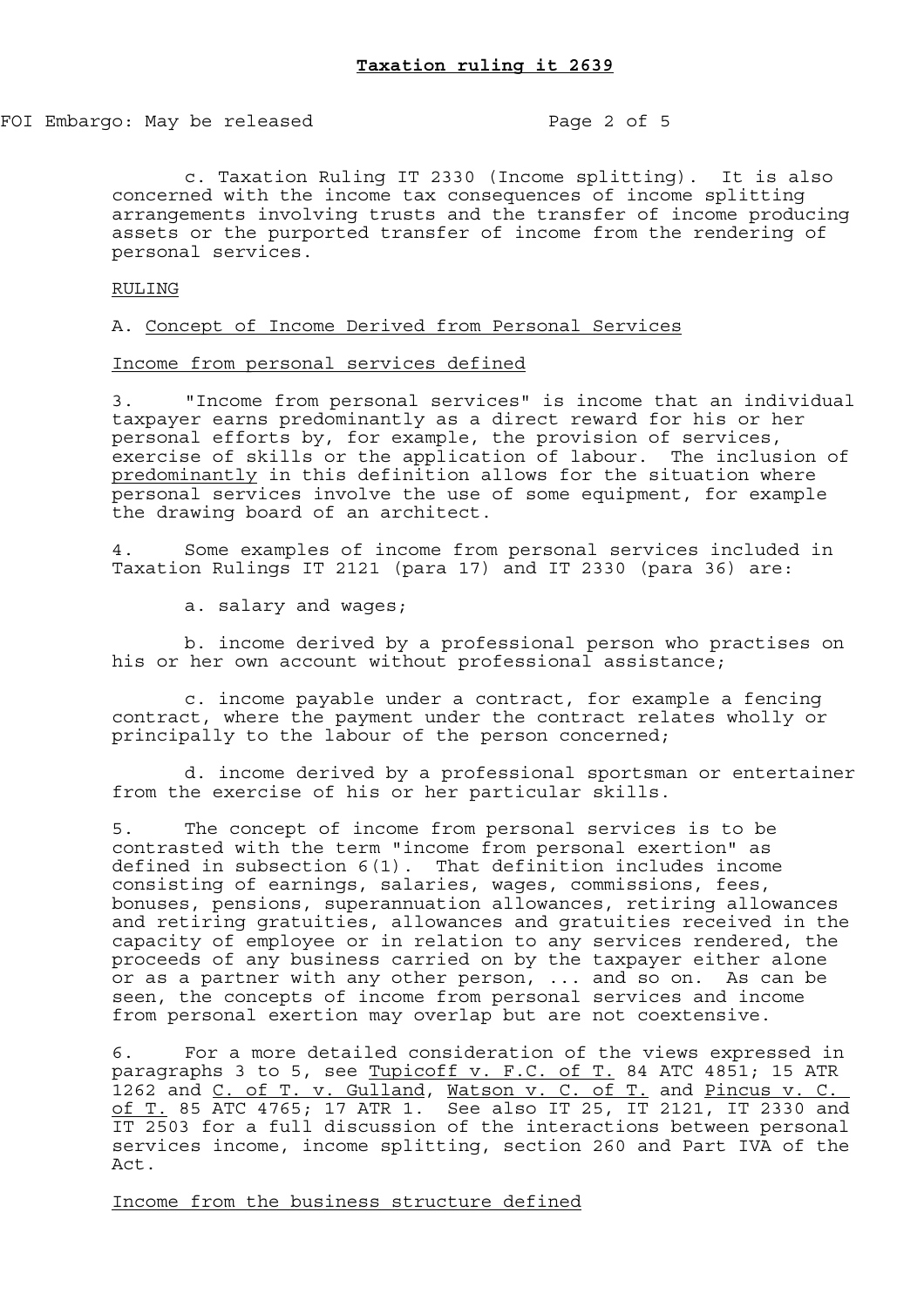c. Taxation Ruling IT 2330 (Income splitting). It is also concerned with the income tax consequences of income splitting arrangements involving trusts and the transfer of income producing assets or the purported transfer of income from the rendering of personal services.

## RULING

### A. Concept of Income Derived from Personal Services

#### Income from personal services defined

3. "Income from personal services" is income that an individual taxpayer earns predominantly as a direct reward for his or her personal efforts by, for example, the provision of services, exercise of skills or the application of labour. The inclusion of predominantly in this definition allows for the situation where personal services involve the use of some equipment, for example the drawing board of an architect.

4. Some examples of income from personal services included in Taxation Rulings IT 2121 (para 17) and IT 2330 (para 36) are:

a. salary and wages;

b. income derived by a professional person who practises on his or her own account without professional assistance;

c. income payable under a contract, for example a fencing contract, where the payment under the contract relates wholly or principally to the labour of the person concerned;

d. income derived by a professional sportsman or entertainer from the exercise of his or her particular skills.

5. The concept of income from personal services is to be contrasted with the term "income from personal exertion" as defined in subsection 6(1). That definition includes income consisting of earnings, salaries, wages, commissions, fees, bonuses, pensions, superannuation allowances, retiring allowances and retiring gratuities, allowances and gratuities received in the capacity of employee or in relation to any services rendered, the proceeds of any business carried on by the taxpayer either alone or as a partner with any other person, ... and so on. As can be seen, the concepts of income from personal services and income from personal exertion may overlap but are not coextensive.

6. For a more detailed consideration of the views expressed in paragraphs 3 to 5, see Tupicoff v. F.C. of T. 84 ATC 4851; 15 ATR 1262 and C. of T. v. Gulland, Watson v. C. of T. and Pincus v. C. of T. 85 ATC 4765; 17 ATR 1. See also IT 25, IT 2121, IT 2330 and IT 2503 for a full discussion of the interactions between personal services income, income splitting, section 260 and Part IVA of the Act.

#### Income from the business structure defined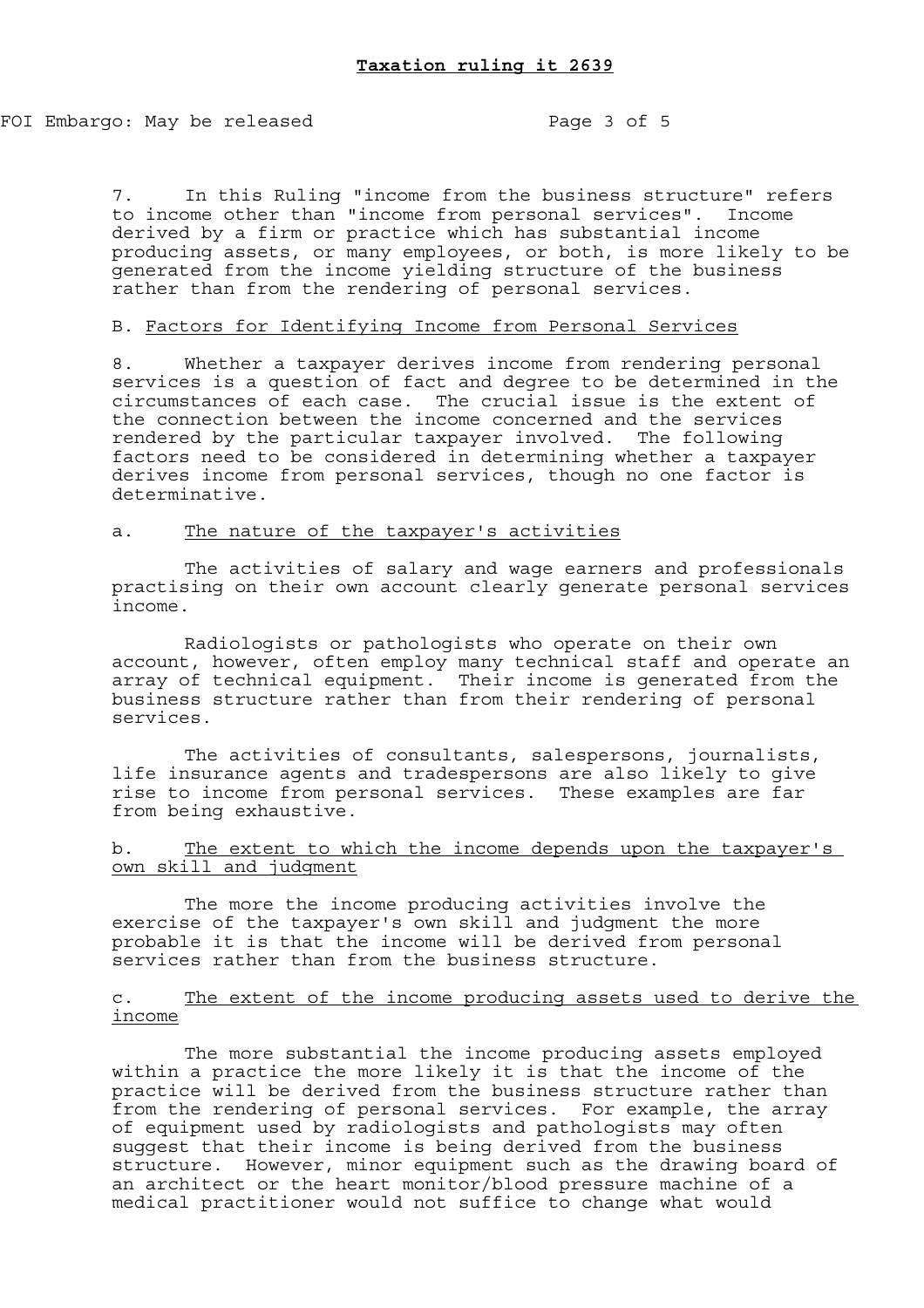7. In this Ruling "income from the business structure" refers to income other than "income from personal services". Income derived by a firm or practice which has substantial income producing assets, or many employees, or both, is more likely to be generated from the income yielding structure of the business rather than from the rendering of personal services.

B. Factors for Identifying Income from Personal Services

8. Whether a taxpayer derives income from rendering personal services is a question of fact and degree to be determined in the circumstances of each case. The crucial issue is the extent of the connection between the income concerned and the services rendered by the particular taxpayer involved. The following factors need to be considered in determining whether a taxpayer derives income from personal services, though no one factor is determinative.

a. The nature of the taxpayer's activities

The activities of salary and wage earners and professionals practising on their own account clearly generate personal services income.

Radiologists or pathologists who operate on their own account, however, often employ many technical staff and operate an array of technical equipment. Their income is generated from the business structure rather than from their rendering of personal services.

The activities of consultants, salespersons, journalists, life insurance agents and tradespersons are also likely to give rise to income from personal services. These examples are far from being exhaustive.

b. The extent to which the income depends upon the taxpayer's own skill and judgment

The more the income producing activities involve the exercise of the taxpayer's own skill and judgment the more probable it is that the income will be derived from personal services rather than from the business structure.

c. The extent of the income producing assets used to derive the income

The more substantial the income producing assets employed within a practice the more likely it is that the income of the practice will be derived from the business structure rather than from the rendering of personal services. For example, the array of equipment used by radiologists and pathologists may often suggest that their income is being derived from the business structure. However, minor equipment such as the drawing board of an architect or the heart monitor/blood pressure machine of a medical practitioner would not suffice to change what would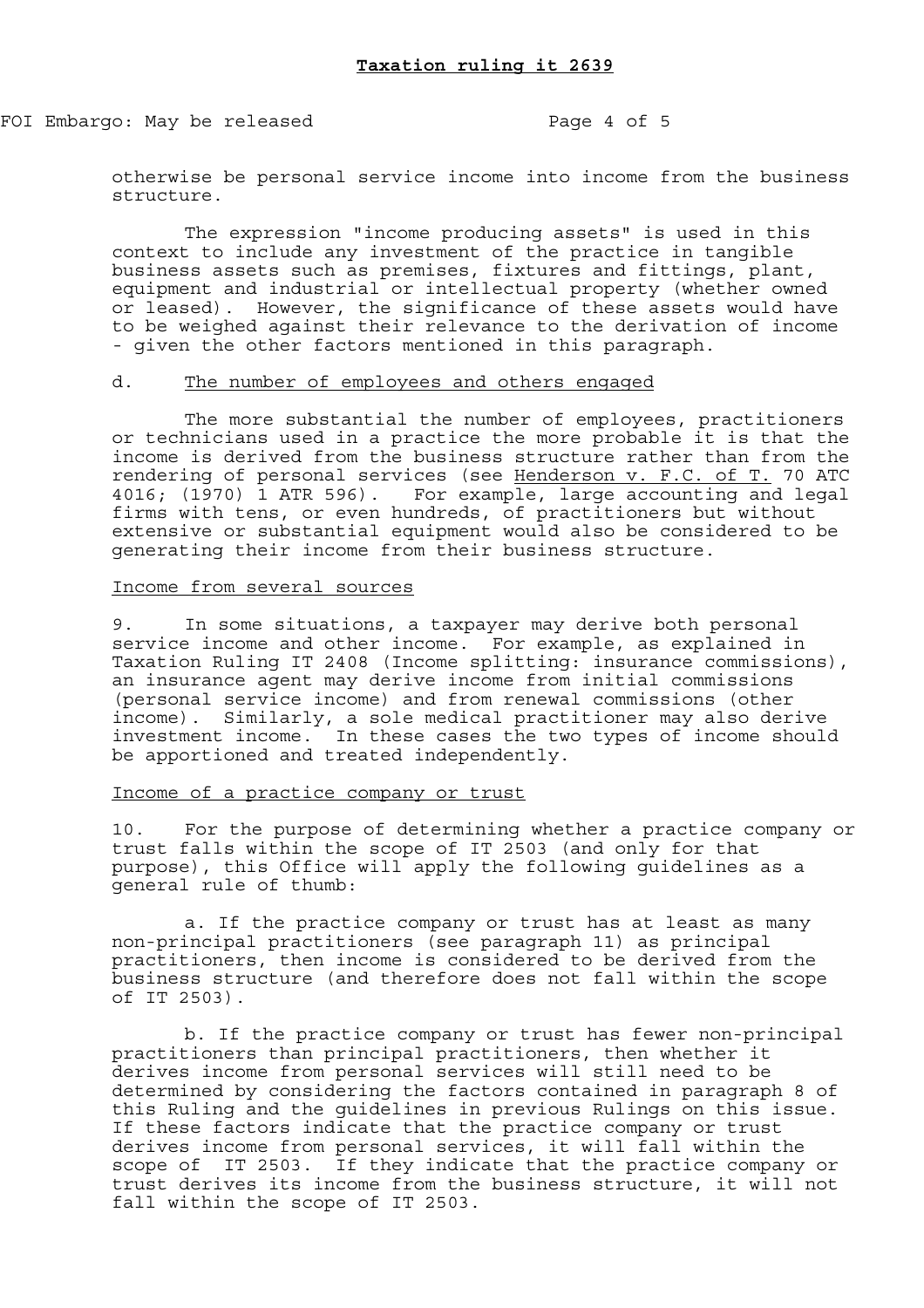otherwise be personal service income into income from the business structure.

The expression "income producing assets" is used in this context to include any investment of the practice in tangible business assets such as premises, fixtures and fittings, plant, equipment and industrial or intellectual property (whether owned or leased). However, the significance of these assets would have to be weighed against their relevance to the derivation of income - given the other factors mentioned in this paragraph.

d. The number of employees and others engaged

The more substantial the number of employees, practitioners or technicians used in a practice the more probable it is that the income is derived from the business structure rather than from the rendering of personal services (see Henderson v. F.C. of T. 70 ATC 4016; (1970) 1 ATR 596). For example, large accounting and legal firms with tens, or even hundreds, of practitioners but without extensive or substantial equipment would also be considered to be generating their income from their business structure.

Income from several sources

9. In some situations, a taxpayer may derive both personal service income and other income. For example, as explained in Taxation Ruling IT 2408 (Income splitting: insurance commissions), an insurance agent may derive income from initial commissions (personal service income) and from renewal commissions (other income). Similarly, a sole medical practitioner may also derive investment income. In these cases the two types of income should be apportioned and treated independently.

Income of a practice company or trust

10. For the purpose of determining whether a practice company or trust falls within the scope of IT 2503 (and only for that purpose), this Office will apply the following guidelines as a general rule of thumb:

a. If the practice company or trust has at least as many non-principal practitioners (see paragraph 11) as principal practitioners, then income is considered to be derived from the business structure (and therefore does not fall within the scope of IT 2503).

b. If the practice company or trust has fewer non-principal practitioners than principal practitioners, then whether it derives income from personal services will still need to be determined by considering the factors contained in paragraph 8 of this Ruling and the guidelines in previous Rulings on this issue. If these factors indicate that the practice company or trust derives income from personal services, it will fall within the scope of IT 2503. If they indicate that the practice company or trust derives its income from the business structure, it will not fall within the scope of IT 2503.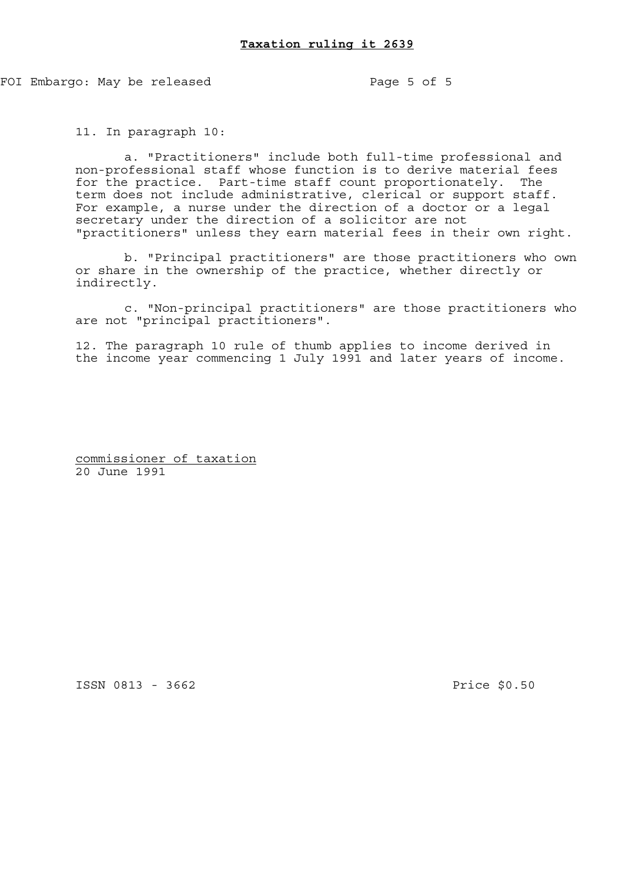11. In paragraph 10:

a. "Practitioners" include both full-time professional and non-professional staff whose function is to derive material fees for the practice. Part-time staff count proportionately. The term does not include administrative, clerical or support staff. For example, a nurse under the direction of a doctor or a legal secretary under the direction of a solicitor are not "practitioners" unless they earn material fees in their own right.

b. "Principal practitioners" are those practitioners who own or share in the ownership of the practice, whether directly or indirectly.

c. "Non-principal practitioners" are those practitioners who are not "principal practitioners".

12. The paragraph 10 rule of thumb applies to income derived in the income year commencing 1 July 1991 and later years of income.

commissioner of taxation
20 June 1991

ISSN 0813 - 3662

Price $0.50